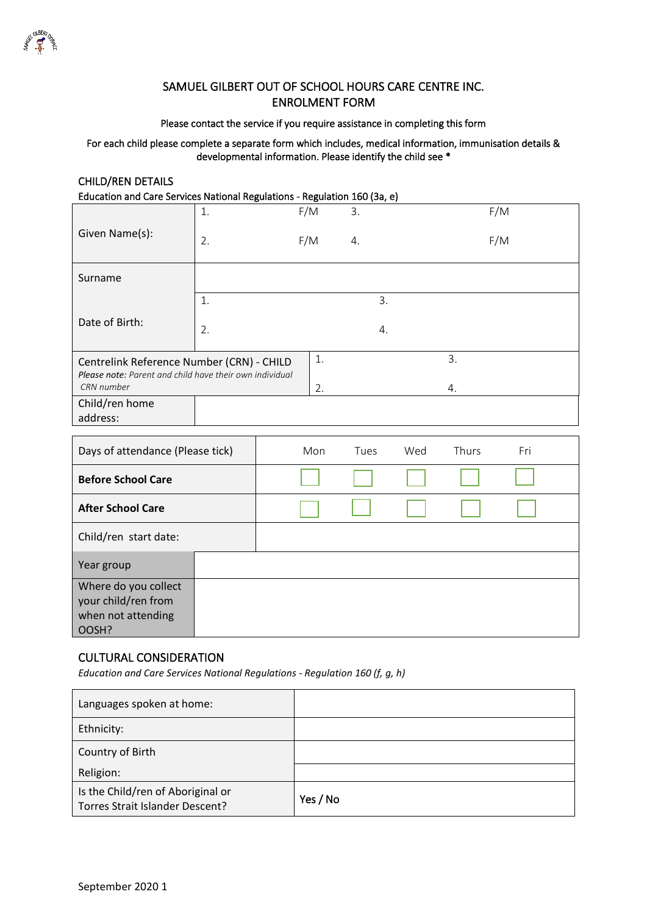# SAMUEL GILBERT OUT OF SCHOOL HOURS CARE CENTRE INC.
# ENROLMENT FORM

Please contact the service if you require assistance in completing this form

For each child please complete a separate form which includes, medical information, immunisation details & developmental information. Please identify the child see *

## CHILD/REN DETAILS

Education and Care Services National Regulations - Regulation 160 (3a, e)

| | | | | |
|---|---|---|---|---|
| Given Name(s): | 1. | F/M | 3. | F/M |
| | 2. | F/M | 4. | F/M |
| Surname | | | | |
| Date of Birth: | 1. | | 3. | |
| | 2. | | 4. | |
| Centrelink Reference Number (CRN) - CHILD *Please note: Parent and child have their own individual CRN number* | 1. | | 3. | |
| | 2. | | 4. | |
| Child/ren home address: | | | | |

| Days of attendance (Please tick) | Mon | Tues | Wed | Thurs | Fri |
|---|---|---|---|---|---|
| **Before School Care** | ☐ | ☐ | ☐ | ☐ | ☐ |
| **After School Care** | ☐ | ☐ | ☐ | ☐ | ☐ |
| Child/ren start date: | | | | | |
| Year group | | | | | |
| Where do you collect your child/ren from when not attending OOSH? | | | | | |

## CULTURAL CONSIDERATION

*Education and Care Services National Regulations - Regulation 160 (f, g, h)*

| | |
|---|---|
| Languages spoken at home: | |
| Ethnicity: | |
| Country of Birth | |
| Religion: | |
| Is the Child/ren of Aboriginal or Torres Strait Islander Descent? | Yes / No |

September 2020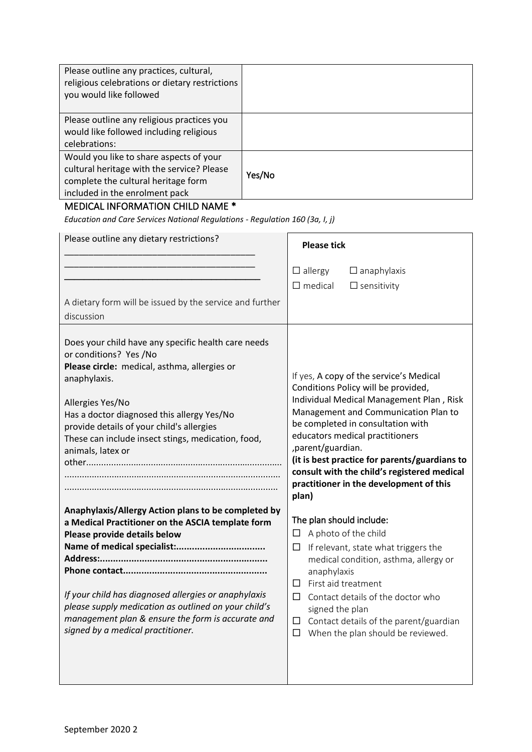| Please outline any practices, cultural, religious celebrations or dietary restrictions you would like followed | |
|---|---|
| Please outline any religious practices you would like followed including religious celebrations: | |
| Would you like to share aspects of your cultural heritage with the service? Please complete the cultural heritage form included in the enrolment pack | Yes/No |

## MEDICAL INFORMATION CHILD NAME *

*Education and Care Services National Regulations - Regulation 160 (3a, I, j)*

| Please outline any dietary restrictions?<br>______________________________________<br>______________________________________<br>______________________________________<br>A dietary form will be issued by the service and further discussion | **Please tick**<br>☐ allergy ☐ anaphylaxis<br>☐ medical ☐ sensitivity |
|---|---|
| Does your child have any specific health care needs or conditions? Yes /No<br>**Please circle:** medical, asthma, allergies or anaphylaxis.<br><br>Allergies Yes/No<br>Has a doctor diagnosed this allergy Yes/No<br>provide details of your child's allergies<br>These can include insect stings, medication, food, animals, latex or other.............................................................................<br>.....................................................................................<br>.....................................................................................<br><br>**Anaphylaxis/Allergy Action plans to be completed by a Medical Practitioner on the ASCIA template form**<br>**Please provide details below**<br>**Name of medical specialist:.................................**<br>**Address:..............................................................**<br>**Phone contact......................................................**<br><br>*If your child has diagnosed allergies or anaphylaxis please supply medication as outlined on your child's management plan & ensure the form is accurate and signed by a medical practitioner.* | If yes, A copy of the service's Medical Conditions Policy will be provided, Individual Medical Management Plan , Risk Management and Communication Plan to be completed in consultation with educators medical practitioners ,parent/guardian.<br>**(it is best practice for parents/guardians to consult with the child's registered medical practitioner in the development of this plan)**<br><br>The plan should include:<br>☐ A photo of the child<br>☐ If relevant, state what triggers the medical condition, asthma, allergy or anaphylaxis<br>☐ First aid treatment<br>☐ Contact details of the doctor who signed the plan<br>☐ Contact details of the parent/guardian<br>☐ When the plan should be reviewed. |

September 2020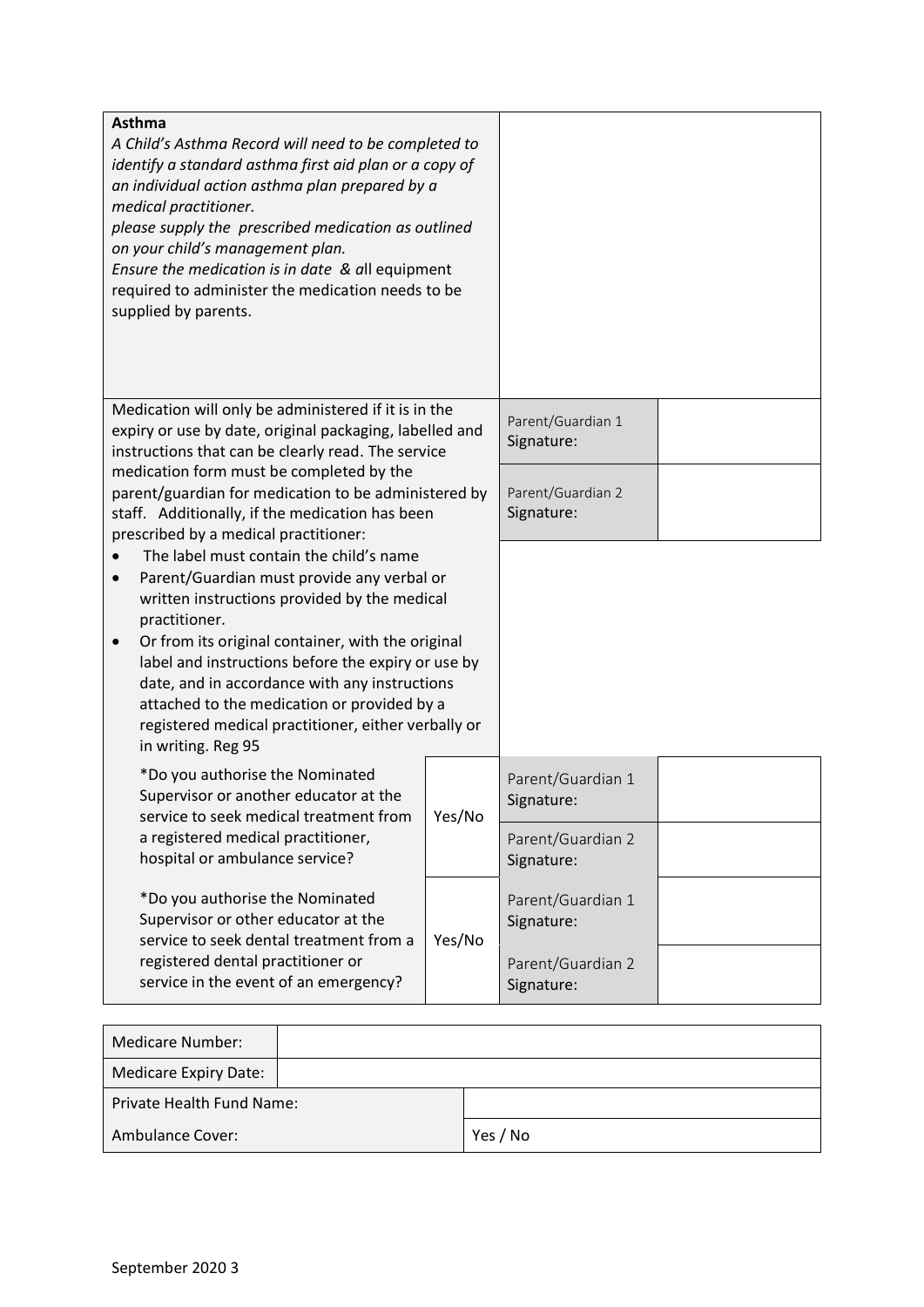| **Asthma**<br>*A Child's Asthma Record will need to be completed to identify a standard asthma first aid plan or a copy of an individual action asthma plan prepared by a medical practitioner.*<br>*please supply the prescribed medication as outlined on your child's management plan.*<br>*Ensure the medication is in date & a*ll equipment required to administer the medication needs to be supplied by parents. | | | |
|---|---|---|---|
| Medication will only be administered if it is in the expiry or use by date, original packaging, labelled and instructions that can be clearly read. The service medication form must be completed by the parent/guardian for medication to be administered by staff. Additionally, if the medication has been prescribed by a medical practitioner:<br>• The label must contain the child's name<br>• Parent/Guardian must provide any verbal or written instructions provided by the medical practitioner.<br>• Or from its original container, with the original label and instructions before the expiry or use by date, and in accordance with any instructions attached to the medication or provided by a registered medical practitioner, either verbally or in writing. Reg 95 | | Parent/Guardian 1 Signature: | |
| | | Parent/Guardian 2 Signature: | |
| *Do you authorise the Nominated Supervisor or another educator at the service to seek medical treatment from a registered medical practitioner, hospital or ambulance service? | Yes/No | Parent/Guardian 1 Signature: | |
| | | Parent/Guardian 2 Signature: | |
| *Do you authorise the Nominated Supervisor or other educator at the service to seek dental treatment from a registered dental practitioner or service in the event of an emergency? | Yes/No | Parent/Guardian 1 Signature: | |
| | | Parent/Guardian 2 Signature: | |

| Medicare Number: | |
|---|---|
| Medicare Expiry Date: | |
| Private Health Fund Name: | |
| Ambulance Cover: | Yes / No |

September 2020 3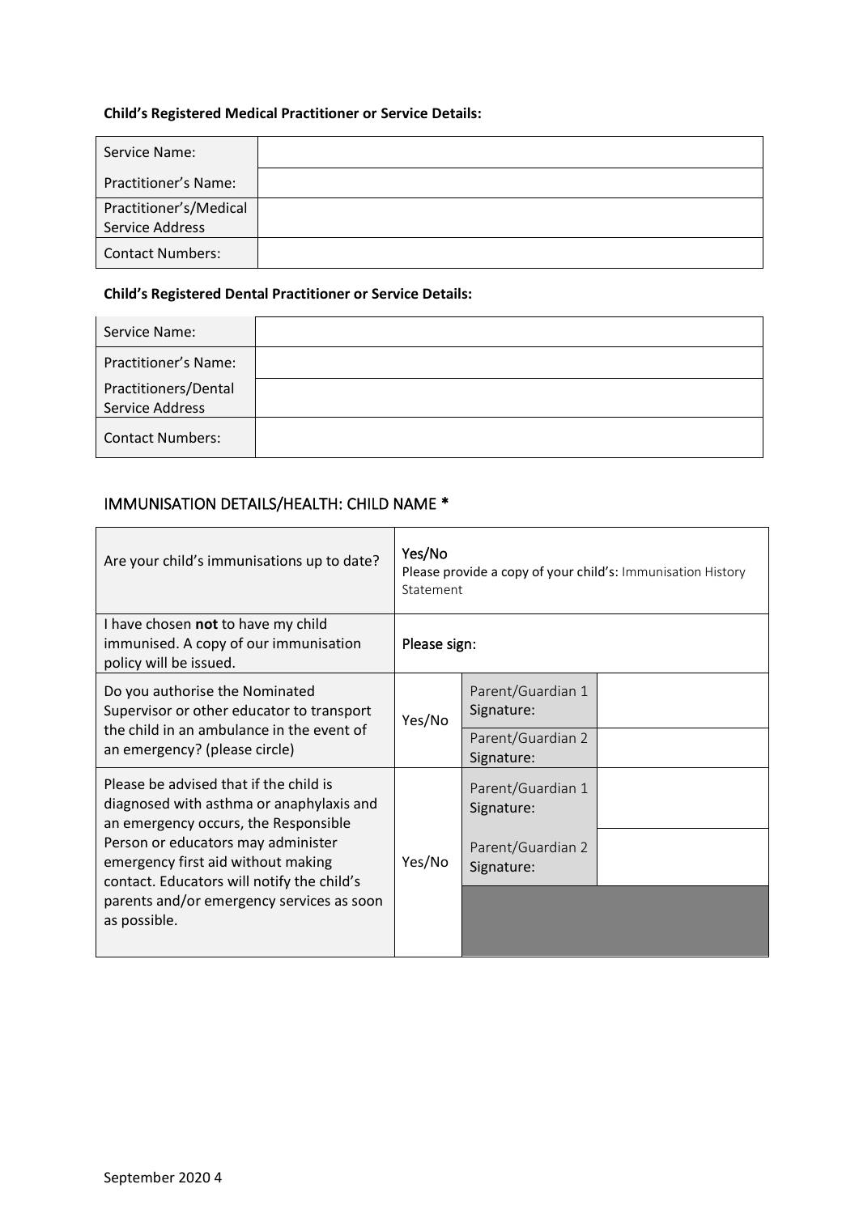**Child's Registered Medical Practitioner or Service Details:**

| | |
|---|---|
| Service Name: | |
| Practitioner's Name: | |
| Practitioner's/Medical Service Address | |
| Contact Numbers: | |

**Child's Registered Dental Practitioner or Service Details:**

| | |
|---|---|
| Service Name: | |
| Practitioner's Name: | |
| Practitioners/Dental Service Address | |
| Contact Numbers: | |

## IMMUNISATION DETAILS/HEALTH: CHILD NAME *

| | | | |
|---|---|---|---|
| Are your child's immunisations up to date? | Yes/No<br>Please provide a copy of your child's: Immunisation History Statement | | |
| I have chosen **not** to have my child immunised. A copy of our immunisation policy will be issued. | Please sign: | | |
| Do you authorise the Nominated Supervisor or other educator to transport the child in an ambulance in the event of an emergency? (please circle) | Yes/No | Parent/Guardian 1 Signature: | |
| | | Parent/Guardian 2 Signature: | |
| Please be advised that if the child is diagnosed with asthma or anaphylaxis and an emergency occurs, the Responsible Person or educators may administer emergency first aid without making contact. Educators will notify the child's parents and/or emergency services as soon as possible. | Yes/No | Parent/Guardian 1 Signature: | |
| | | Parent/Guardian 2 Signature: | |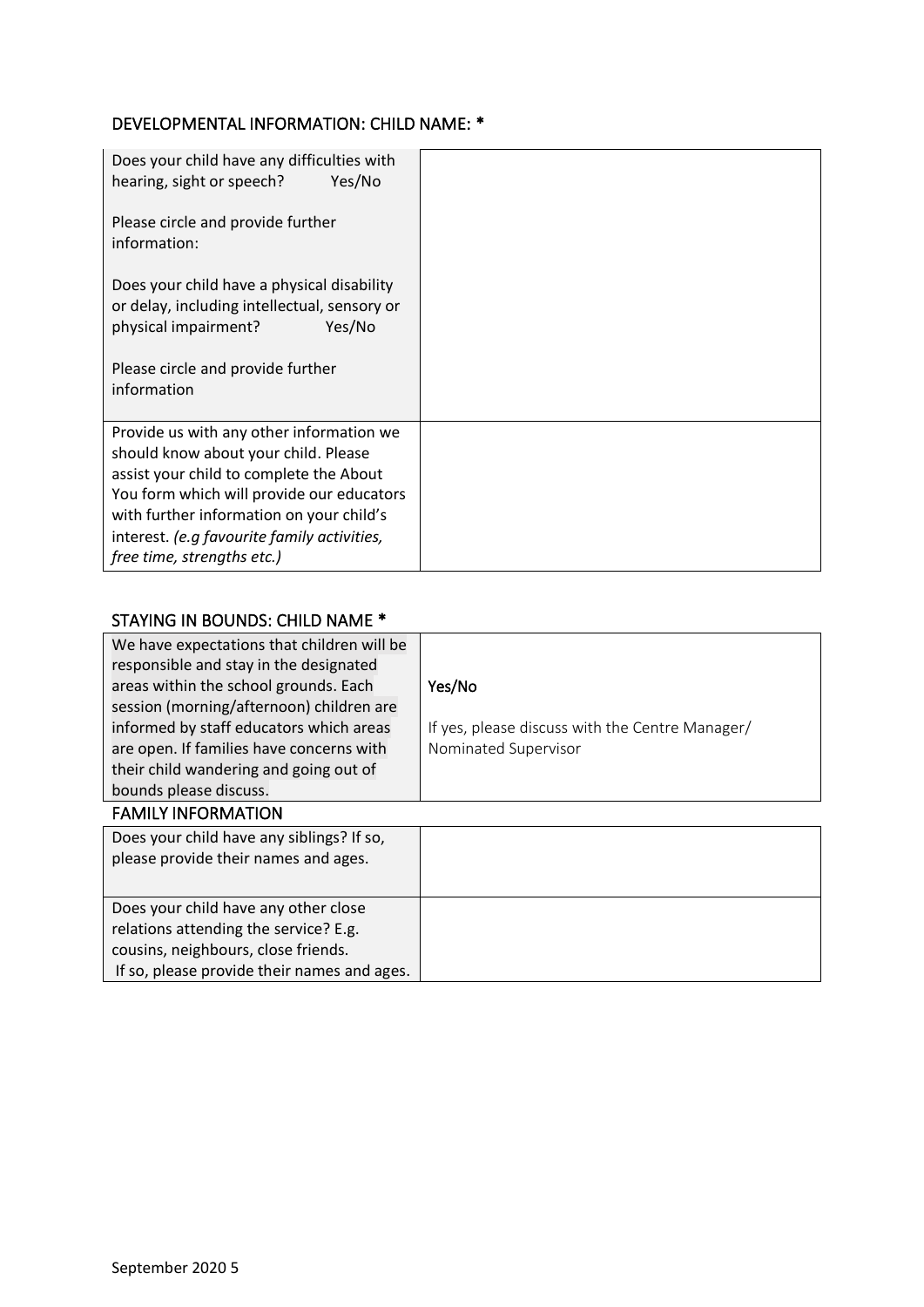## DEVELOPMENTAL INFORMATION: CHILD NAME: *

| | |
|---|---|
| Does your child have any difficulties with hearing, sight or speech? Yes/No<br><br>Please circle and provide further information:<br><br>Does your child have a physical disability or delay, including intellectual, sensory or physical impairment? Yes/No<br><br>Please circle and provide further information | |
| Provide us with any other information we should know about your child. Please assist your child to complete the About You form which will provide our educators with further information on your child's interest. *(e.g favourite family activities, free time, strengths etc.)* | |

## STAYING IN BOUNDS: CHILD NAME *

| | |
|---|---|
| We have expectations that children will be responsible and stay in the designated areas within the school grounds. Each session (morning/afternoon) children are informed by staff educators which areas are open. If families have concerns with their child wandering and going out of bounds please discuss. | Yes/No<br><br>If yes, please discuss with the Centre Manager/ Nominated Supervisor |

## FAMILY INFORMATION

| | |
|---|---|
| Does your child have any siblings? If so, please provide their names and ages. | |
| Does your child have any other close relations attending the service? E.g. cousins, neighbours, close friends. If so, please provide their names and ages. | |

September 2020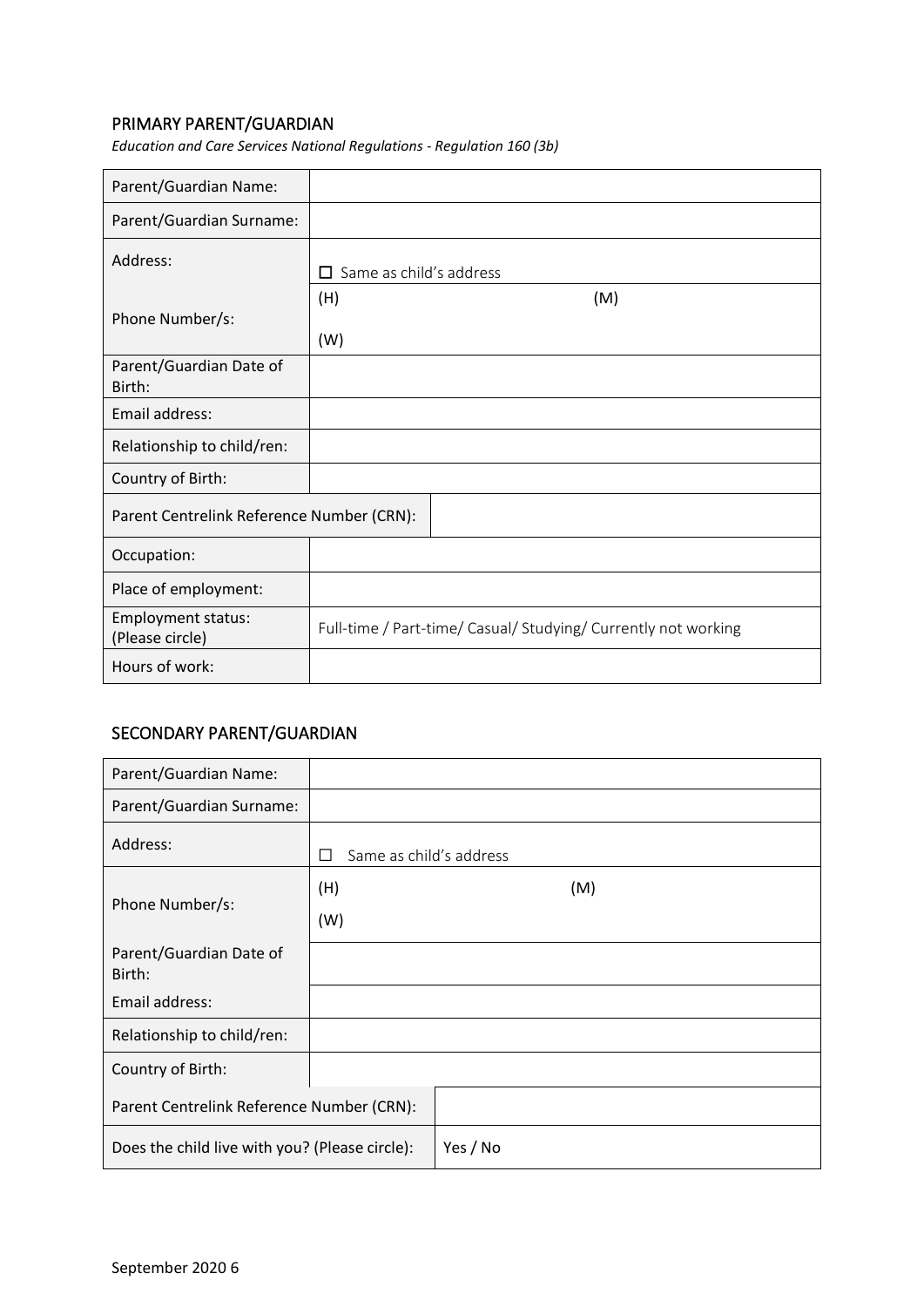## PRIMARY PARENT/GUARDIAN

*Education and Care Services National Regulations - Regulation 160 (3b)*

| | |
|---|---|
| Parent/Guardian Name: | |
| Parent/Guardian Surname: | |
| Address: | ☐ Same as child's address |
| Phone Number/s: | (H) (M) (W) |
| Parent/Guardian Date of Birth: | |
| Email address: | |
| Relationship to child/ren: | |
| Country of Birth: | |
| Parent Centrelink Reference Number (CRN): | |
| Occupation: | |
| Place of employment: | |
| Employment status: (Please circle) | Full-time / Part-time/ Casual/ Studying/ Currently not working |
| Hours of work: | |

## SECONDARY PARENT/GUARDIAN

| | |
|---|---|
| Parent/Guardian Name: | |
| Parent/Guardian Surname: | |
| Address: | ☐ Same as child's address |
| Phone Number/s: | (H) (M) (W) |
| Parent/Guardian Date of Birth: | |
| Email address: | |
| Relationship to child/ren: | |
| Country of Birth: | |
| Parent Centrelink Reference Number (CRN): | |
| Does the child live with you? (Please circle): | Yes / No |

September 2020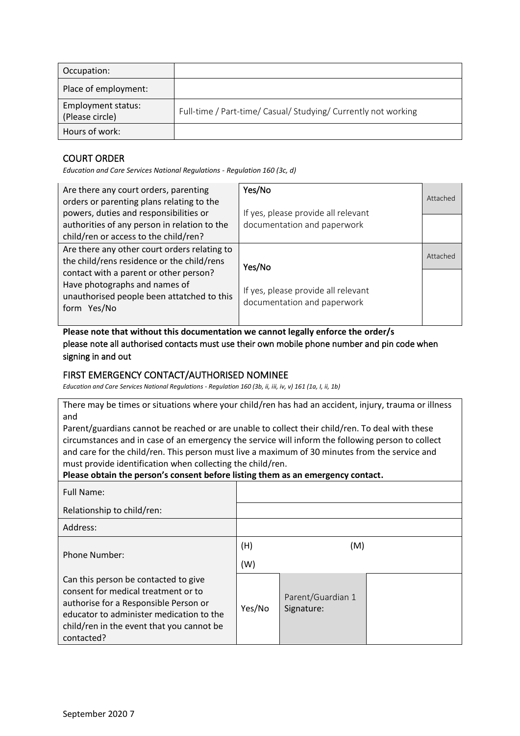| Occupation: | |
| --- | --- |
| Place of employment: | |
| Employment status: (Please circle) | Full-time / Part-time/ Casual/ Studying/ Currently not working |
| Hours of work: | |

## COURT ORDER

*Education and Care Services National Regulations - Regulation 160 (3c, d)*

| Are there any court orders, parenting orders or parenting plans relating to the powers, duties and responsibilities or authorities of any person in relation to the child/ren or access to the child/ren? | Yes/No<br><br>If yes, please provide all relevant documentation and paperwork | Attached |
| --- | --- | --- |
| Are there any other court orders relating to the child/rens residence or the child/rens contact with a parent or other person? Have photographs and names of unauthorised people been attatched to this form Yes/No | Yes/No<br><br>If yes, please provide all relevant documentation and paperwork | Attached |

**Please note that without this documentation we cannot legally enforce the order/s**
please note all authorised contacts must use their own mobile phone number and pin code when signing in and out

## FIRST EMERGENCY CONTACT/AUTHORISED NOMINEE

*Education and Care Services National Regulations - Regulation 160 (3b, ii, iii, iv, v) 161 (1a, I, ii, 1b)*

There may be times or situations where your child/ren has had an accident, injury, trauma or illness and
Parent/guardians cannot be reached or are unable to collect their child/ren. To deal with these circumstances and in case of an emergency the service will inform the following person to collect and care for the child/ren. This person must live a maximum of 30 minutes from the service and must provide identification when collecting the child/ren.
**Please obtain the person's consent before listing them as an emergency contact.**

| Full Name: | | | |
| --- | --- | --- | --- |
| Relationship to child/ren: | | | |
| Address: | | | |
| Phone Number: | (H) (M)<br>(W) | | |
| Can this person be contacted to give consent for medical treatment or to authorise for a Responsible Person or educator to administer medication to the child/ren in the event that you cannot be contacted? | Yes/No | Parent/Guardian 1 Signature: | |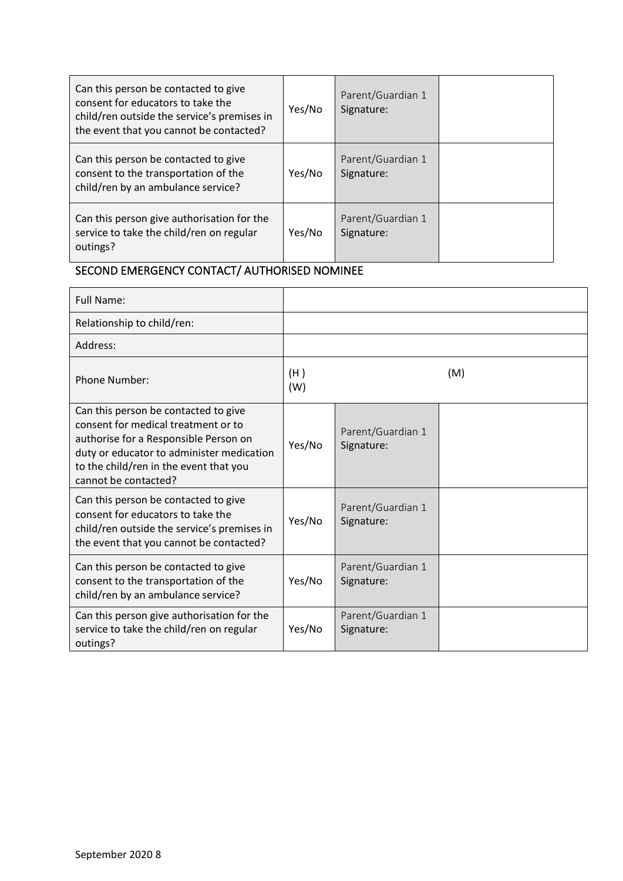| Can this person be contacted to give consent for educators to take the child/ren outside the service's premises in the event that you cannot be contacted? | Yes/No | Parent/Guardian 1 Signature: | |
|---|---|---|---|
| Can this person be contacted to give consent to the transportation of the child/ren by an ambulance service? | Yes/No | Parent/Guardian 1 Signature: | |
| Can this person give authorisation for the service to take the child/ren on regular outings? | Yes/No | Parent/Guardian 1 Signature: | |

## SECOND EMERGENCY CONTACT/ AUTHORISED NOMINEE

| Full Name: | | | |
|---|---|---|---|
| Relationship to child/ren: | | | |
| Address: | | | |
| Phone Number: | (H) (W) | | (M) |
| Can this person be contacted to give consent for medical treatment or to authorise for a Responsible Person on duty or educator to administer medication to the child/ren in the event that you cannot be contacted? | Yes/No | Parent/Guardian 1 Signature: | |
| Can this person be contacted to give consent for educators to take the child/ren outside the service's premises in the event that you cannot be contacted? | Yes/No | Parent/Guardian 1 Signature: | |
| Can this person be contacted to give consent to the transportation of the child/ren by an ambulance service? | Yes/No | Parent/Guardian 1 Signature: | |
| Can this person give authorisation for the service to take the child/ren on regular outings? | Yes/No | Parent/Guardian 1 Signature: | |

September 2020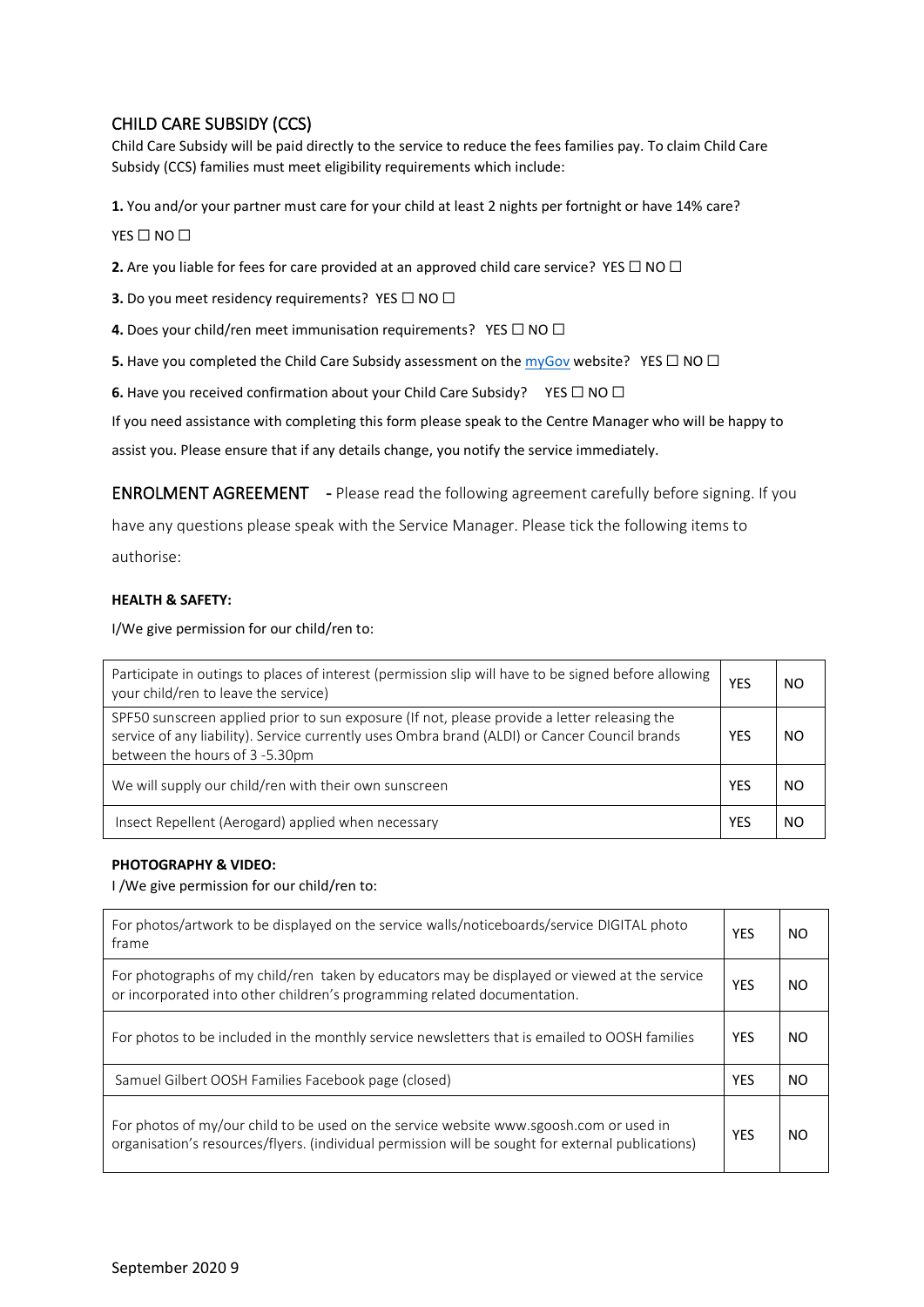## CHILD CARE SUBSIDY (CCS)

Child Care Subsidy will be paid directly to the service to reduce the fees families pay. To claim Child Care Subsidy (CCS) families must meet eligibility requirements which include:

**1.** You and/or your partner must care for your child at least 2 nights per fortnight or have 14% care?

YES ☐ NO ☐

**2.** Are you liable for fees for care provided at an approved child care service? YES ☐ NO ☐

**3.** Do you meet residency requirements? YES ☐ NO ☐

**4.** Does your child/ren meet immunisation requirements? YES ☐ NO ☐

**5.** Have you completed the Child Care Subsidy assessment on the myGov website? YES ☐ NO ☐

**6.** Have you received confirmation about your Child Care Subsidy? YES ☐ NO ☐

If you need assistance with completing this form please speak to the Centre Manager who will be happy to assist you. Please ensure that if any details change, you notify the service immediately.

## ENROLMENT AGREEMENT

- Please read the following agreement carefully before signing. If you have any questions please speak with the Service Manager. Please tick the following items to authorise:

**HEALTH & SAFETY:**

I/We give permission for our child/ren to:

| | | |
|---|---|---|
| Participate in outings to places of interest (permission slip will have to be signed before allowing your child/ren to leave the service) | YES | NO |
| SPF50 sunscreen applied prior to sun exposure (If not, please provide a letter releasing the service of any liability). Service currently uses Ombra brand (ALDI) or Cancer Council brands between the hours of 3 -5.30pm | YES | NO |
| We will supply our child/ren with their own sunscreen | YES | NO |
| Insect Repellent (Aerogard) applied when necessary | YES | NO |

**PHOTOGRAPHY & VIDEO:**

I /We give permission for our child/ren to:

| | | |
|---|---|---|
| For photos/artwork to be displayed on the service walls/noticeboards/service DIGITAL photo frame | YES | NO |
| For photographs of my child/ren taken by educators may be displayed or viewed at the service or incorporated into other children's programming related documentation. | YES | NO |
| For photos to be included in the monthly service newsletters that is emailed to OOSH families | YES | NO |
| Samuel Gilbert OOSH Families Facebook page (closed) | YES | NO |
| For photos of my/our child to be used on the service website www.sgoosh.com or used in organisation's resources/flyers. (individual permission will be sought for external publications) | YES | NO |

September 2020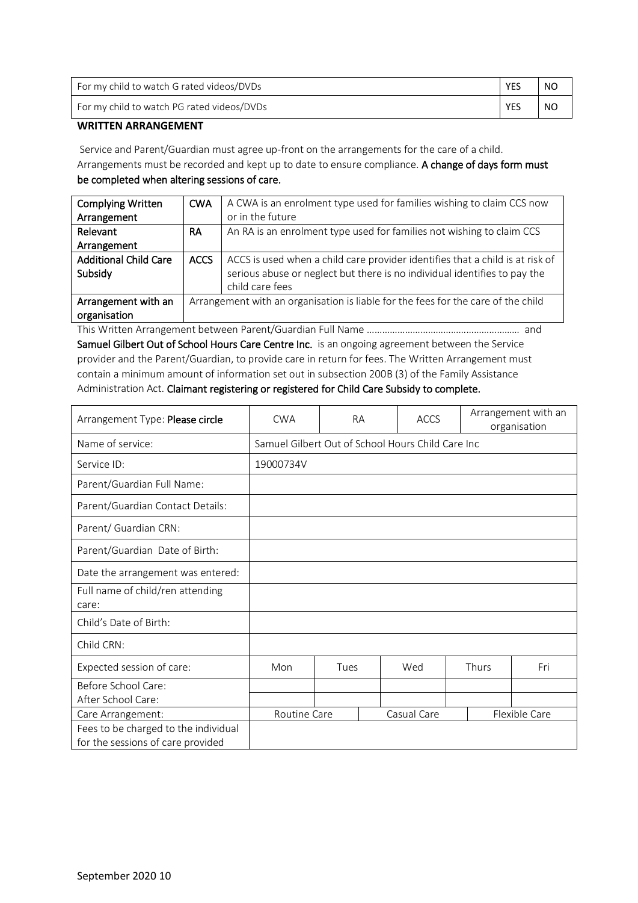| For my child to watch G rated videos/DVDs | YES | NO |
|---|---|---|
| For my child to watch PG rated videos/DVDs | YES | NO |

**WRITTEN ARRANGEMENT**

Service and Parent/Guardian must agree up-front on the arrangements for the care of a child. Arrangements must be recorded and kept up to date to ensure compliance. **A change of days form must be completed when altering sessions of care.**

| Complying Written Arrangement | CWA | A CWA is an enrolment type used for families wishing to claim CCS now or in the future |
|---|---|---|
| Relevant Arrangement | RA | An RA is an enrolment type used for families not wishing to claim CCS |
| Additional Child Care Subsidy | ACCS | ACCS is used when a child care provider identifies that a child is at risk of serious abuse or neglect but there is no individual identifies to pay the child care fees |
| Arrangement with an organisation | Arrangement with an organisation is liable for the fees for the care of the child | |

This Written Arrangement between Parent/Guardian Full Name …………………………………………………. and **Samuel Gilbert Out of School Hours Care Centre Inc.** is an ongoing agreement between the Service provider and the Parent/Guardian, to provide care in return for fees. The Written Arrangement must contain a minimum amount of information set out in subsection 200B (3) of the Family Assistance Administration Act. **Claimant registering or registered for Child Care Subsidy to complete.**

| Arrangement Type: **Please circle** | CWA | RA | ACCS | Arrangement with an organisation | |
|---|---|---|---|---|---|
| Name of service: | Samuel Gilbert Out of School Hours Child Care Inc | | | | |
| Service ID: | 19000734V | | | | |
| Parent/Guardian Full Name: | | | | | |
| Parent/Guardian Contact Details: | | | | | |
| Parent/ Guardian CRN: | | | | | |
| Parent/Guardian Date of Birth: | | | | | |
| Date the arrangement was entered: | | | | | |
| Full name of child/ren attending care: | | | | | |
| Child's Date of Birth: | | | | | |
| Child CRN: | | | | | |
| Expected session of care: | Mon | Tues | Wed | Thurs | Fri |
| Before School Care: | | | | | |
| After School Care: | | | | | |
| Care Arrangement: | Routine Care | Casual Care | Flexible Care | | |
| Fees to be charged to the individual for the sessions of care provided | | | | | |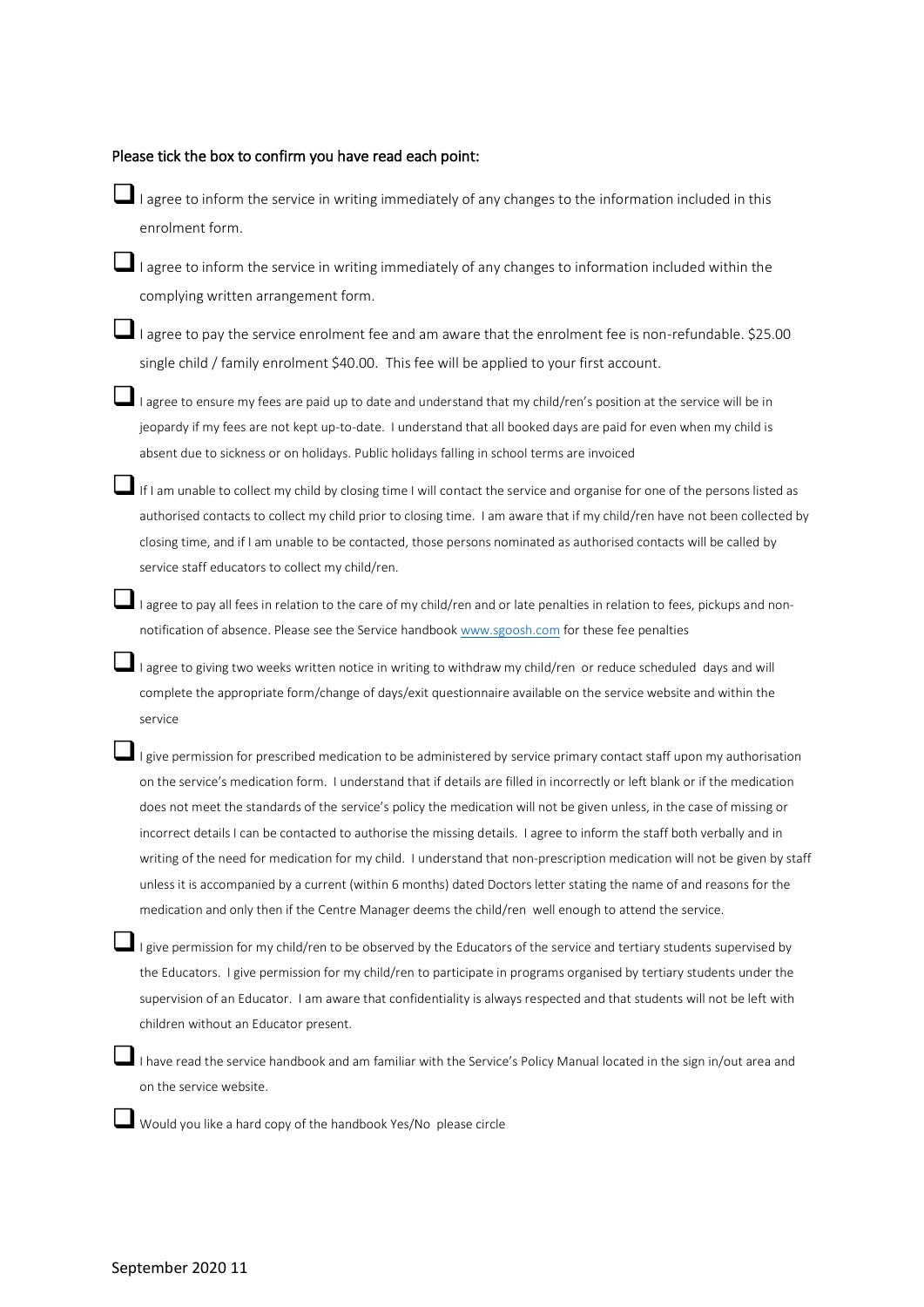Please tick the box to confirm you have read each point:

- ☐ I agree to inform the service in writing immediately of any changes to the information included in this enrolment form.
- ☐ I agree to inform the service in writing immediately of any changes to information included within the complying written arrangement form.
- ☐ I agree to pay the service enrolment fee and am aware that the enrolment fee is non-refundable. $25.00 single child / family enrolment $40.00. This fee will be applied to your first account.
- ☐ I agree to ensure my fees are paid up to date and understand that my child/ren's position at the service will be in jeopardy if my fees are not kept up-to-date. I understand that all booked days are paid for even when my child is absent due to sickness or on holidays. Public holidays falling in school terms are invoiced
- ☐ If I am unable to collect my child by closing time I will contact the service and organise for one of the persons listed as authorised contacts to collect my child prior to closing time. I am aware that if my child/ren have not been collected by closing time, and if I am unable to be contacted, those persons nominated as authorised contacts will be called by service staff educators to collect my child/ren.
- ☐ I agree to pay all fees in relation to the care of my child/ren and or late penalties in relation to fees, pickups and non-notification of absence. Please see the Service handbook www.sgoosh.com for these fee penalties
- ☐ I agree to giving two weeks written notice in writing to withdraw my child/ren or reduce scheduled days and will complete the appropriate form/change of days/exit questionnaire available on the service website and within the service
- ☐ I give permission for prescribed medication to be administered by service primary contact staff upon my authorisation on the service's medication form. I understand that if details are filled in incorrectly or left blank or if the medication does not meet the standards of the service's policy the medication will not be given unless, in the case of missing or incorrect details I can be contacted to authorise the missing details. I agree to inform the staff both verbally and in writing of the need for medication for my child. I understand that non-prescription medication will not be given by staff unless it is accompanied by a current (within 6 months) dated Doctors letter stating the name of and reasons for the medication and only then if the Centre Manager deems the child/ren well enough to attend the service.
- ☐ I give permission for my child/ren to be observed by the Educators of the service and tertiary students supervised by the Educators. I give permission for my child/ren to participate in programs organised by tertiary students under the supervision of an Educator. I am aware that confidentiality is always respected and that students will not be left with children without an Educator present.
- ☐ I have read the service handbook and am familiar with the Service's Policy Manual located in the sign in/out area and on the service website.
- ☐ Would you like a hard copy of the handbook Yes/No please circle

September 2020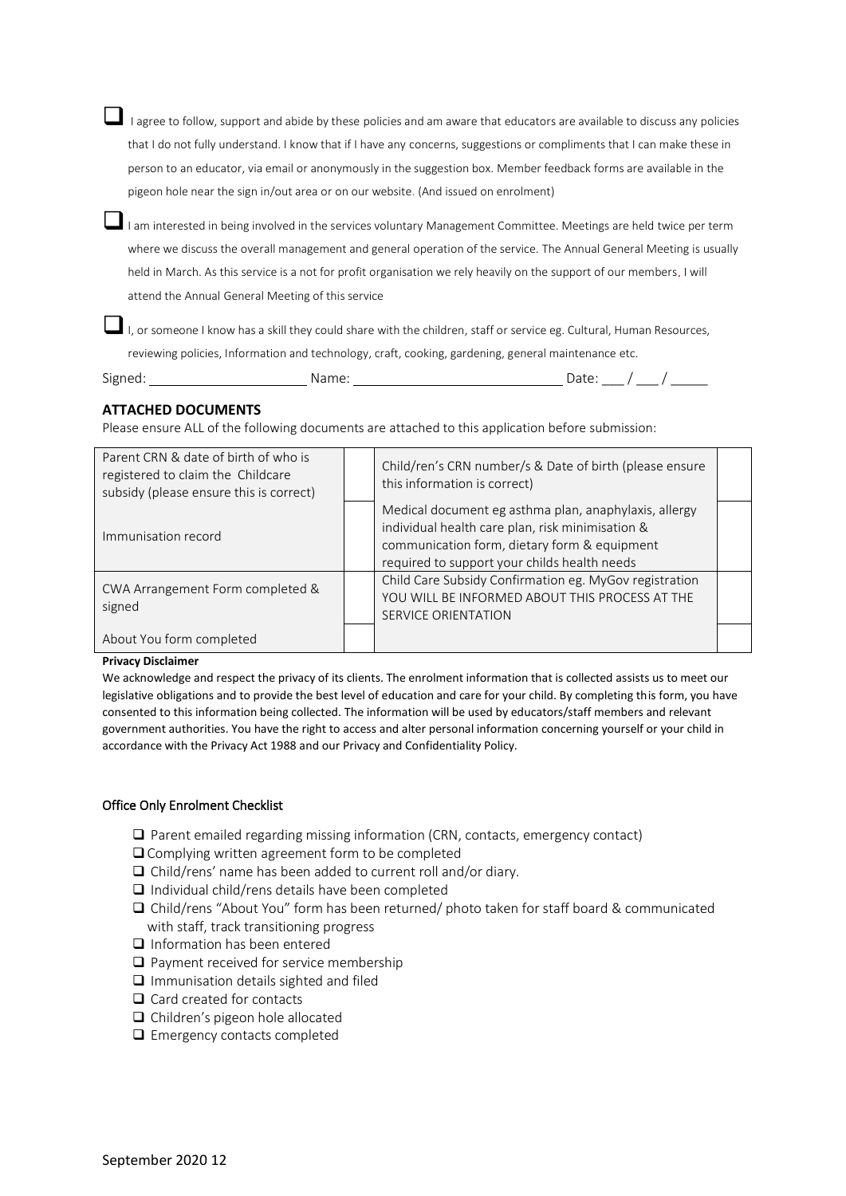- [ ] I agree to follow, support and abide by these policies and am aware that educators are available to discuss any policies that I do not fully understand. I know that if I have any concerns, suggestions or compliments that I can make these in person to an educator, via email or anonymously in the suggestion box. Member feedback forms are available in the pigeon hole near the sign in/out area or on our website. (And issued on enrolment)

- [ ] I am interested in being involved in the services voluntary Management Committee. Meetings are held twice per term where we discuss the overall management and general operation of the service. The Annual General Meeting is usually held in March. As this service is a not for profit organisation we rely heavily on the support of our members. I will attend the Annual General Meeting of this service

- [ ] I, or someone I know has a skill they could share with the children, staff or service eg. Cultural, Human Resources, reviewing policies, Information and technology, craft, cooking, gardening, general maintenance etc.

Signed: ____________________ Name: __________________________ Date: ___ / ___ / _____

## ATTACHED DOCUMENTS

Please ensure ALL of the following documents are attached to this application before submission:

| | | | |
|---|---|---|---|
| Parent CRN & date of birth of who is registered to claim the Childcare subsidy (please ensure this is correct) | | Child/ren's CRN number/s & Date of birth (please ensure this information is correct) | |
| Immunisation record | | Medical document eg asthma plan, anaphylaxis, allergy individual health care plan, risk minimisation & communication form, dietary form & equipment required to support your childs health needs | |
| CWA Arrangement Form completed & signed | | Child Care Subsidy Confirmation eg. MyGov registration YOU WILL BE INFORMED ABOUT THIS PROCESS AT THE SERVICE ORIENTATION | |
| About You form completed | | | |

**Privacy Disclaimer**

We acknowledge and respect the privacy of its clients. The enrolment information that is collected assists us to meet our legislative obligations and to provide the best level of education and care for your child. By completing this form, you have consented to this information being collected. The information will be used by educators/staff members and relevant government authorities. You have the right to access and alter personal information concerning yourself or your child in accordance with the Privacy Act 1988 and our Privacy and Confidentiality Policy.

### Office Only Enrolment Checklist

- [ ] Parent emailed regarding missing information (CRN, contacts, emergency contact)
- [ ] Complying written agreement form to be completed
- [ ] Child/rens' name has been added to current roll and/or diary.
- [ ] Individual child/rens details have been completed
- [ ] Child/rens "About You" form has been returned/ photo taken for staff board & communicated with staff, track transitioning progress
- [ ] Information has been entered
- [ ] Payment received for service membership
- [ ] Immunisation details sighted and filed
- [ ] Card created for contacts
- [ ] Children's pigeon hole allocated
- [ ] Emergency contacts completed

September 2020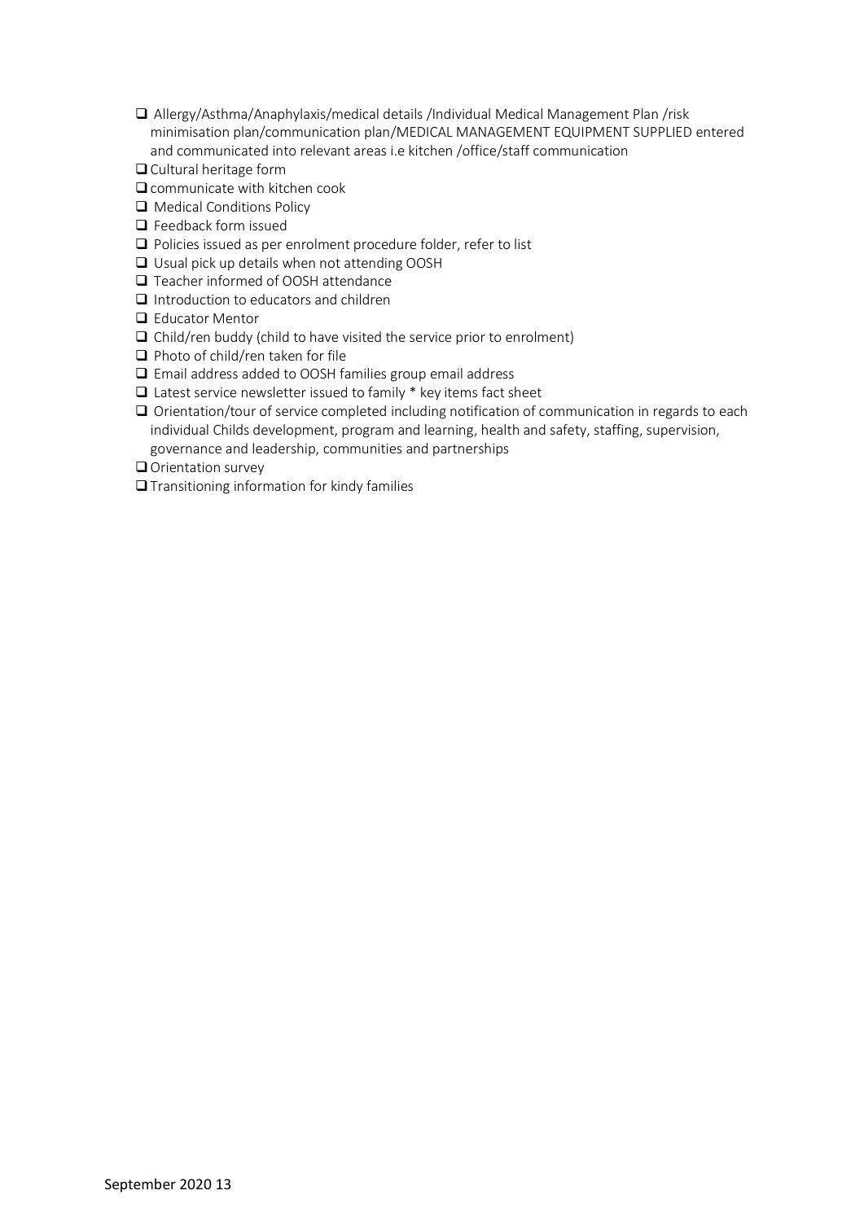- ❑ Allergy/Asthma/Anaphylaxis/medical details /Individual Medical Management Plan /risk minimisation plan/communication plan/MEDICAL MANAGEMENT EQUIPMENT SUPPLIED entered and communicated into relevant areas i.e kitchen /office/staff communication
- ❑ Cultural heritage form
- ❑ communicate with kitchen cook
- ❑ Medical Conditions Policy
- ❑ Feedback form issued
- ❑ Policies issued as per enrolment procedure folder, refer to list
- ❑ Usual pick up details when not attending OOSH
- ❑ Teacher informed of OOSH attendance
- ❑ Introduction to educators and children
- ❑ Educator Mentor
- ❑ Child/ren buddy (child to have visited the service prior to enrolment)
- ❑ Photo of child/ren taken for file
- ❑ Email address added to OOSH families group email address
- ❑ Latest service newsletter issued to family * key items fact sheet
- ❑ Orientation/tour of service completed including notification of communication in regards to each individual Childs development, program and learning, health and safety, staffing, supervision, governance and leadership, communities and partnerships
- ❑ Orientation survey
- ❑ Transitioning information for kindy families